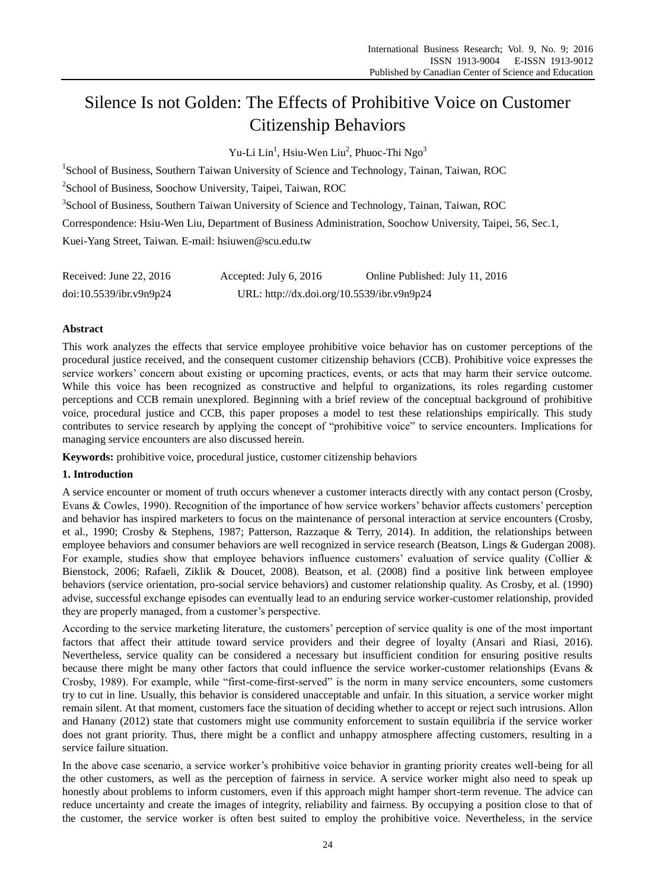# Silence Is not Golden: The Effects of Prohibitive Voice on Customer Citizenship Behaviors

Yu-Li Lin[1], Hsiu-Wen Liu[2], Phuoc-Thi Ngo[3]

[1]School of Business, Southern Taiwan University of Science and Technology, Tainan, Taiwan, ROC

[2]School of Business, Soochow University, Taipei, Taiwan, ROC

[3]School of Business, Southern Taiwan University of Science and Technology, Tainan, Taiwan, ROC

Correspondence: Hsiu-Wen Liu, Department of Business Administration, Soochow University, Taipei, 56, Sec.1, Kuei-Yang Street, Taiwan. E-mail: hsiuwen@scu.edu.tw

Received: June 22, 2016 Accepted: July 6, 2016 Online Published: July 11, 2016

doi:10.5539/ibr.v9n9p24 URL: http://dx.doi.org/10.5539/ibr.v9n9p24

## Abstract

This work analyzes the effects that service employee prohibitive voice behavior has on customer perceptions of the procedural justice received, and the consequent customer citizenship behaviors (CCB). Prohibitive voice expresses the service workers' concern about existing or upcoming practices, events, or acts that may harm their service outcome. While this voice has been recognized as constructive and helpful to organizations, its roles regarding customer perceptions and CCB remain unexplored. Beginning with a brief review of the conceptual background of prohibitive voice, procedural justice and CCB, this paper proposes a model to test these relationships empirically. This study contributes to service research by applying the concept of "prohibitive voice" to service encounters. Implications for managing service encounters are also discussed herein.

**Keywords:** prohibitive voice, procedural justice, customer citizenship behaviors

## 1. Introduction

A service encounter or moment of truth occurs whenever a customer interacts directly with any contact person (Crosby, Evans & Cowles, 1990). Recognition of the importance of how service workers' behavior affects customers' perception and behavior has inspired marketers to focus on the maintenance of personal interaction at service encounters (Crosby, et al., 1990; Crosby & Stephens, 1987; Patterson, Razzaque & Terry, 2014). In addition, the relationships between employee behaviors and consumer behaviors are well recognized in service research (Beatson, Lings & Gudergan 2008). For example, studies show that employee behaviors influence customers' evaluation of service quality (Collier & Bienstock, 2006; Rafaeli, Ziklik & Doucet, 2008). Beatson, et al. (2008) find a positive link between employee behaviors (service orientation, pro-social service behaviors) and customer relationship quality. As Crosby, et al. (1990) advise, successful exchange episodes can eventually lead to an enduring service worker-customer relationship, provided they are properly managed, from a customer's perspective.

According to the service marketing literature, the customers' perception of service quality is one of the most important factors that affect their attitude toward service providers and their degree of loyalty (Ansari and Riasi, 2016). Nevertheless, service quality can be considered a necessary but insufficient condition for ensuring positive results because there might be many other factors that could influence the service worker-customer relationships (Evans & Crosby, 1989). For example, while "first-come-first-served" is the norm in many service encounters, some customers try to cut in line. Usually, this behavior is considered unacceptable and unfair. In this situation, a service worker might remain silent. At that moment, customers face the situation of deciding whether to accept or reject such intrusions. Allon and Hanany (2012) state that customers might use community enforcement to sustain equilibria if the service worker does not grant priority. Thus, there might be a conflict and unhappy atmosphere affecting customers, resulting in a service failure situation.

In the above case scenario, a service worker's prohibitive voice behavior in granting priority creates well-being for all the other customers, as well as the perception of fairness in service. A service worker might also need to speak up honestly about problems to inform customers, even if this approach might hamper short-term revenue. The advice can reduce uncertainty and create the images of integrity, reliability and fairness. By occupying a position close to that of the customer, the service worker is often best suited to employ the prohibitive voice. Nevertheless, in the service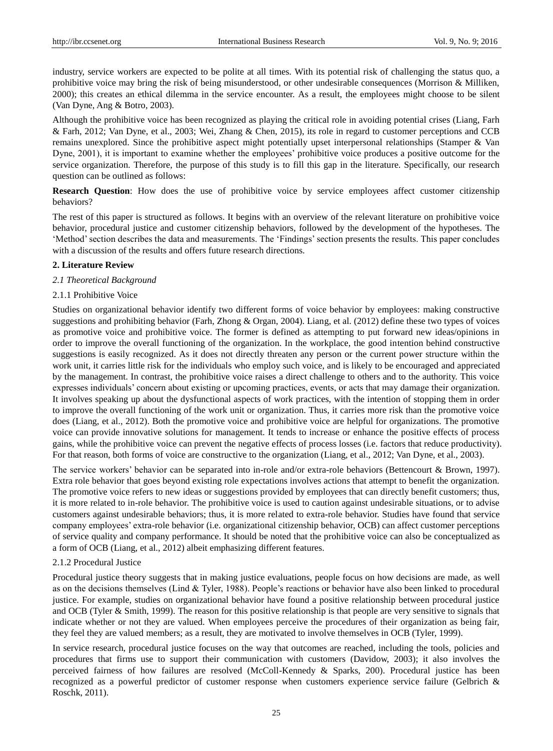industry, service workers are expected to be polite at all times. With its potential risk of challenging the status quo, a prohibitive voice may bring the risk of being misunderstood, or other undesirable consequences (Morrison & Milliken, 2000); this creates an ethical dilemma in the service encounter. As a result, the employees might choose to be silent (Van Dyne, Ang & Botro, 2003).

Although the prohibitive voice has been recognized as playing the critical role in avoiding potential crises (Liang, Farh & Farh, 2012; Van Dyne, et al., 2003; Wei, Zhang & Chen, 2015), its role in regard to customer perceptions and CCB remains unexplored. Since the prohibitive aspect might potentially upset interpersonal relationships (Stamper & Van Dyne, 2001), it is important to examine whether the employees' prohibitive voice produces a positive outcome for the service organization. Therefore, the purpose of this study is to fill this gap in the literature. Specifically, our research question can be outlined as follows:

**Research Question**: How does the use of prohibitive voice by service employees affect customer citizenship behaviors?

The rest of this paper is structured as follows. It begins with an overview of the relevant literature on prohibitive voice behavior, procedural justice and customer citizenship behaviors, followed by the development of the hypotheses. The 'Method' section describes the data and measurements. The 'Findings' section presents the results. This paper concludes with a discussion of the results and offers future research directions.

## 2. Literature Review

### *2.1 Theoretical Background*

#### 2.1.1 Prohibitive Voice

Studies on organizational behavior identify two different forms of voice behavior by employees: making constructive suggestions and prohibiting behavior (Farh, Zhong & Organ, 2004). Liang, et al. (2012) define these two types of voices as promotive voice and prohibitive voice. The former is defined as attempting to put forward new ideas/opinions in order to improve the overall functioning of the organization. In the workplace, the good intention behind constructive suggestions is easily recognized. As it does not directly threaten any person or the current power structure within the work unit, it carries little risk for the individuals who employ such voice, and is likely to be encouraged and appreciated by the management. In contrast, the prohibitive voice raises a direct challenge to others and to the authority. This voice expresses individuals' concern about existing or upcoming practices, events, or acts that may damage their organization. It involves speaking up about the dysfunctional aspects of work practices, with the intention of stopping them in order to improve the overall functioning of the work unit or organization. Thus, it carries more risk than the promotive voice does (Liang, et al., 2012). Both the promotive voice and prohibitive voice are helpful for organizations. The promotive voice can provide innovative solutions for management. It tends to increase or enhance the positive effects of process gains, while the prohibitive voice can prevent the negative effects of process losses (i.e. factors that reduce productivity). For that reason, both forms of voice are constructive to the organization (Liang, et al., 2012; Van Dyne, et al., 2003).

The service workers' behavior can be separated into in-role and/or extra-role behaviors (Bettencourt & Brown, 1997). Extra role behavior that goes beyond existing role expectations involves actions that attempt to benefit the organization. The promotive voice refers to new ideas or suggestions provided by employees that can directly benefit customers; thus, it is more related to in-role behavior. The prohibitive voice is used to caution against undesirable situations, or to advise customers against undesirable behaviors; thus, it is more related to extra-role behavior. Studies have found that service company employees' extra-role behavior (i.e. organizational citizenship behavior, OCB) can affect customer perceptions of service quality and company performance. It should be noted that the prohibitive voice can also be conceptualized as a form of OCB (Liang, et al., 2012) albeit emphasizing different features.

#### 2.1.2 Procedural Justice

Procedural justice theory suggests that in making justice evaluations, people focus on how decisions are made, as well as on the decisions themselves (Lind & Tyler, 1988). People's reactions or behavior have also been linked to procedural justice. For example, studies on organizational behavior have found a positive relationship between procedural justice and OCB (Tyler & Smith, 1999). The reason for this positive relationship is that people are very sensitive to signals that indicate whether or not they are valued. When employees perceive the procedures of their organization as being fair, they feel they are valued members; as a result, they are motivated to involve themselves in OCB (Tyler, 1999).

In service research, procedural justice focuses on the way that outcomes are reached, including the tools, policies and procedures that firms use to support their communication with customers (Davidow, 2003); it also involves the perceived fairness of how failures are resolved (McColl-Kennedy & Sparks, 200). Procedural justice has been recognized as a powerful predictor of customer response when customers experience service failure (Gelbrich & Roschk, 2011).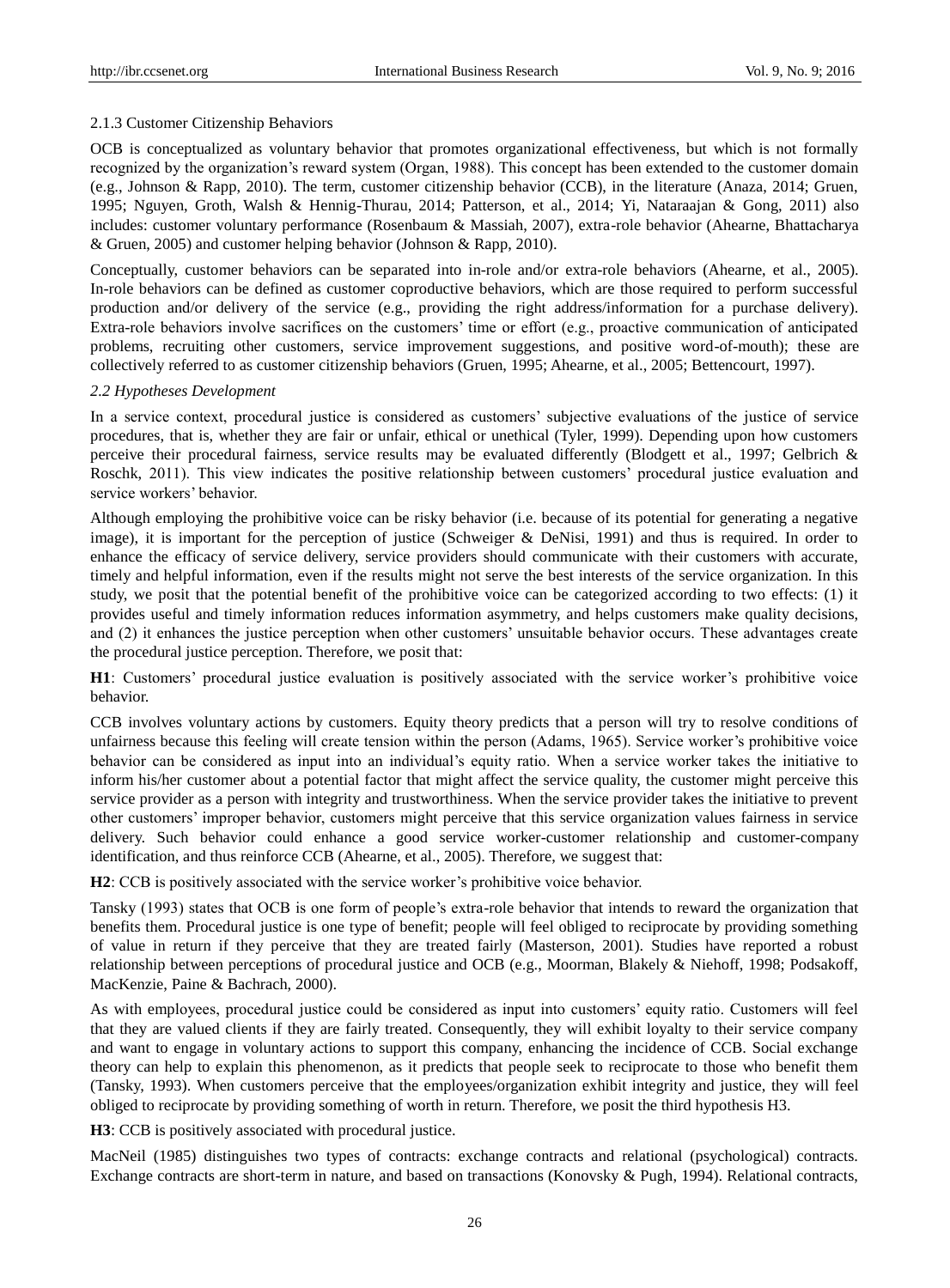#### 2.1.3 Customer Citizenship Behaviors

OCB is conceptualized as voluntary behavior that promotes organizational effectiveness, but which is not formally recognized by the organization's reward system (Organ, 1988). This concept has been extended to the customer domain (e.g., Johnson & Rapp, 2010). The term, customer citizenship behavior (CCB), in the literature (Anaza, 2014; Gruen, 1995; Nguyen, Groth, Walsh & Hennig-Thurau, 2014; Patterson, et al., 2014; Yi, Nataraajan & Gong, 2011) also includes: customer voluntary performance (Rosenbaum & Massiah, 2007), extra-role behavior (Ahearne, Bhattacharya & Gruen, 2005) and customer helping behavior (Johnson & Rapp, 2010).

Conceptually, customer behaviors can be separated into in-role and/or extra-role behaviors (Ahearne, et al., 2005). In-role behaviors can be defined as customer coproductive behaviors, which are those required to perform successful production and/or delivery of the service (e.g., providing the right address/information for a purchase delivery). Extra-role behaviors involve sacrifices on the customers' time or effort (e.g., proactive communication of anticipated problems, recruiting other customers, service improvement suggestions, and positive word-of-mouth); these are collectively referred to as customer citizenship behaviors (Gruen, 1995; Ahearne, et al., 2005; Bettencourt, 1997).

### *2.2 Hypotheses Development*

In a service context, procedural justice is considered as customers' subjective evaluations of the justice of service procedures, that is, whether they are fair or unfair, ethical or unethical (Tyler, 1999). Depending upon how customers perceive their procedural fairness, service results may be evaluated differently (Blodgett et al., 1997; Gelbrich & Roschk, 2011). This view indicates the positive relationship between customers' procedural justice evaluation and service workers' behavior.

Although employing the prohibitive voice can be risky behavior (i.e. because of its potential for generating a negative image), it is important for the perception of justice (Schweiger & DeNisi, 1991) and thus is required. In order to enhance the efficacy of service delivery, service providers should communicate with their customers with accurate, timely and helpful information, even if the results might not serve the best interests of the service organization. In this study, we posit that the potential benefit of the prohibitive voice can be categorized according to two effects: (1) it provides useful and timely information reduces information asymmetry, and helps customers make quality decisions, and (2) it enhances the justice perception when other customers' unsuitable behavior occurs. These advantages create the procedural justice perception. Therefore, we posit that:

**H1**: Customers' procedural justice evaluation is positively associated with the service worker's prohibitive voice behavior.

CCB involves voluntary actions by customers. Equity theory predicts that a person will try to resolve conditions of unfairness because this feeling will create tension within the person (Adams, 1965). Service worker's prohibitive voice behavior can be considered as input into an individual's equity ratio. When a service worker takes the initiative to inform his/her customer about a potential factor that might affect the service quality, the customer might perceive this service provider as a person with integrity and trustworthiness. When the service provider takes the initiative to prevent other customers' improper behavior, customers might perceive that this service organization values fairness in service delivery. Such behavior could enhance a good service worker-customer relationship and customer-company identification, and thus reinforce CCB (Ahearne, et al., 2005). Therefore, we suggest that:

**H2**: CCB is positively associated with the service worker's prohibitive voice behavior.

Tansky (1993) states that OCB is one form of people's extra-role behavior that intends to reward the organization that benefits them. Procedural justice is one type of benefit; people will feel obliged to reciprocate by providing something of value in return if they perceive that they are treated fairly (Masterson, 2001). Studies have reported a robust relationship between perceptions of procedural justice and OCB (e.g., Moorman, Blakely & Niehoff, 1998; Podsakoff, MacKenzie, Paine & Bachrach, 2000).

As with employees, procedural justice could be considered as input into customers' equity ratio. Customers will feel that they are valued clients if they are fairly treated. Consequently, they will exhibit loyalty to their service company and want to engage in voluntary actions to support this company, enhancing the incidence of CCB. Social exchange theory can help to explain this phenomenon, as it predicts that people seek to reciprocate to those who benefit them (Tansky, 1993). When customers perceive that the employees/organization exhibit integrity and justice, they will feel obliged to reciprocate by providing something of worth in return. Therefore, we posit the third hypothesis H3.

**H3**: CCB is positively associated with procedural justice.

MacNeil (1985) distinguishes two types of contracts: exchange contracts and relational (psychological) contracts. Exchange contracts are short-term in nature, and based on transactions (Konovsky & Pugh, 1994). Relational contracts,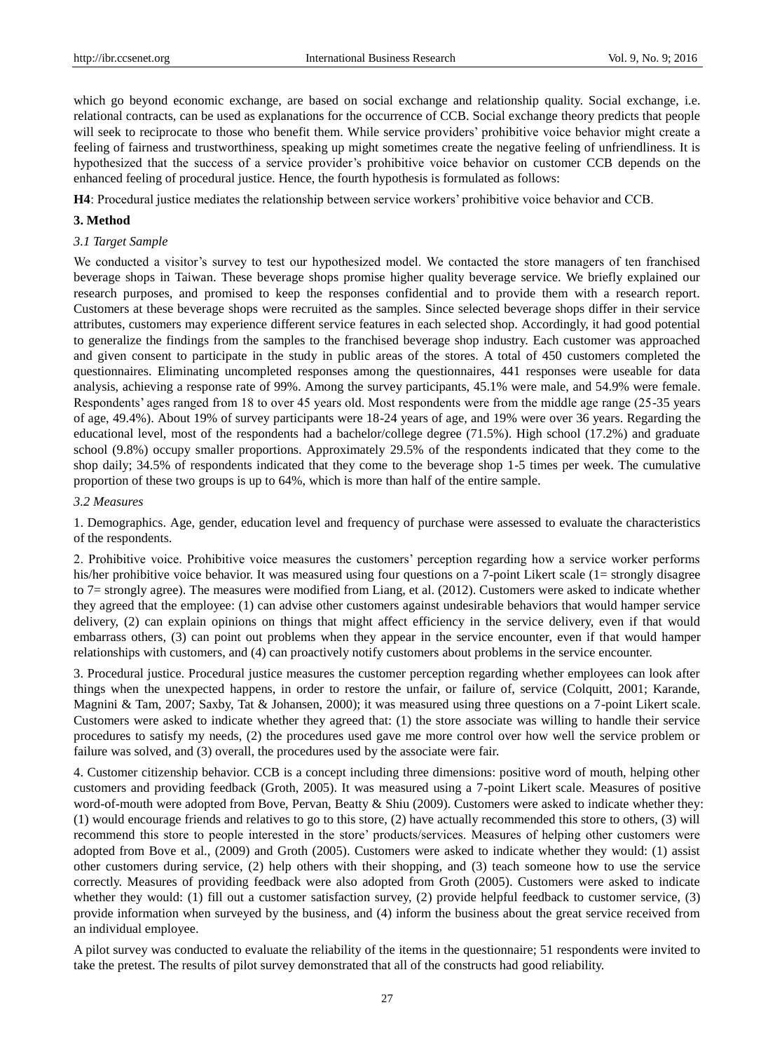which go beyond economic exchange, are based on social exchange and relationship quality. Social exchange, i.e. relational contracts, can be used as explanations for the occurrence of CCB. Social exchange theory predicts that people will seek to reciprocate to those who benefit them. While service providers' prohibitive voice behavior might create a feeling of fairness and trustworthiness, speaking up might sometimes create the negative feeling of unfriendliness. It is hypothesized that the success of a service provider's prohibitive voice behavior on customer CCB depends on the enhanced feeling of procedural justice. Hence, the fourth hypothesis is formulated as follows:

**H4**: Procedural justice mediates the relationship between service workers' prohibitive voice behavior and CCB.

## 3. Method

### *3.1 Target Sample*

We conducted a visitor's survey to test our hypothesized model. We contacted the store managers of ten franchised beverage shops in Taiwan. These beverage shops promise higher quality beverage service. We briefly explained our research purposes, and promised to keep the responses confidential and to provide them with a research report. Customers at these beverage shops were recruited as the samples. Since selected beverage shops differ in their service attributes, customers may experience different service features in each selected shop. Accordingly, it had good potential to generalize the findings from the samples to the franchised beverage shop industry. Each customer was approached and given consent to participate in the study in public areas of the stores. A total of 450 customers completed the questionnaires. Eliminating uncompleted responses among the questionnaires, 441 responses were useable for data analysis, achieving a response rate of 99%. Among the survey participants, 45.1% were male, and 54.9% were female. Respondents' ages ranged from 18 to over 45 years old. Most respondents were from the middle age range (25-35 years of age, 49.4%). About 19% of survey participants were 18-24 years of age, and 19% were over 36 years. Regarding the educational level, most of the respondents had a bachelor/college degree (71.5%). High school (17.2%) and graduate school (9.8%) occupy smaller proportions. Approximately 29.5% of the respondents indicated that they come to the shop daily; 34.5% of respondents indicated that they come to the beverage shop 1-5 times per week. The cumulative proportion of these two groups is up to 64%, which is more than half of the entire sample.

### *3.2 Measures*

1. Demographics. Age, gender, education level and frequency of purchase were assessed to evaluate the characteristics of the respondents.

2. Prohibitive voice. Prohibitive voice measures the customers' perception regarding how a service worker performs his/her prohibitive voice behavior. It was measured using four questions on a 7-point Likert scale (1= strongly disagree to 7= strongly agree). The measures were modified from Liang, et al. (2012). Customers were asked to indicate whether they agreed that the employee: (1) can advise other customers against undesirable behaviors that would hamper service delivery, (2) can explain opinions on things that might affect efficiency in the service delivery, even if that would embarrass others, (3) can point out problems when they appear in the service encounter, even if that would hamper relationships with customers, and (4) can proactively notify customers about problems in the service encounter.

3. Procedural justice. Procedural justice measures the customer perception regarding whether employees can look after things when the unexpected happens, in order to restore the unfair, or failure of, service (Colquitt, 2001; Karande, Magnini & Tam, 2007; Saxby, Tat & Johansen, 2000); it was measured using three questions on a 7-point Likert scale. Customers were asked to indicate whether they agreed that: (1) the store associate was willing to handle their service procedures to satisfy my needs, (2) the procedures used gave me more control over how well the service problem or failure was solved, and (3) overall, the procedures used by the associate were fair.

4. Customer citizenship behavior. CCB is a concept including three dimensions: positive word of mouth, helping other customers and providing feedback (Groth, 2005). It was measured using a 7-point Likert scale. Measures of positive word-of-mouth were adopted from Bove, Pervan, Beatty & Shiu (2009). Customers were asked to indicate whether they: (1) would encourage friends and relatives to go to this store, (2) have actually recommended this store to others, (3) will recommend this store to people interested in the store' products/services. Measures of helping other customers were adopted from Bove et al., (2009) and Groth (2005). Customers were asked to indicate whether they would: (1) assist other customers during service, (2) help others with their shopping, and (3) teach someone how to use the service correctly. Measures of providing feedback were also adopted from Groth (2005). Customers were asked to indicate whether they would: (1) fill out a customer satisfaction survey, (2) provide helpful feedback to customer service, (3) provide information when surveyed by the business, and (4) inform the business about the great service received from an individual employee.

A pilot survey was conducted to evaluate the reliability of the items in the questionnaire; 51 respondents were invited to take the pretest. The results of pilot survey demonstrated that all of the constructs had good reliability.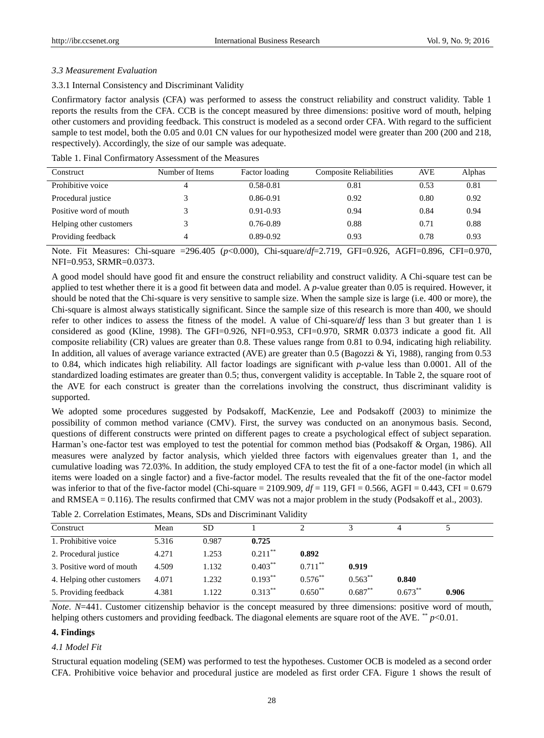### *3.3 Measurement Evaluation*

3.3.1 Internal Consistency and Discriminant Validity

Confirmatory factor analysis (CFA) was performed to assess the construct reliability and construct validity. Table 1 reports the results from the CFA. CCB is the concept measured by three dimensions: positive word of mouth, helping other customers and providing feedback. This construct is modeled as a second order CFA. With regard to the sufficient sample to test model, both the 0.05 and 0.01 CN values for our hypothesized model were greater than 200 (200 and 218, respectively). Accordingly, the size of our sample was adequate.

Table 1. Final Confirmatory Assessment of the Measures

| Construct | Number of Items | Factor loading | Composite Reliabilities | AVE | Alphas |
|---|---|---|---|---|---|
| Prohibitive voice | 4 | 0.58-0.81 | 0.81 | 0.53 | 0.81 |
| Procedural justice | 3 | 0.86-0.91 | 0.92 | 0.80 | 0.92 |
| Positive word of mouth | 3 | 0.91-0.93 | 0.94 | 0.84 | 0.94 |
| Helping other customers | 3 | 0.76-0.89 | 0.88 | 0.71 | 0.88 |
| Providing feedback | 4 | 0.89-0.92 | 0.93 | 0.78 | 0.93 |

Note. Fit Measures: Chi-square =296.405 ($p$<0.000), Chi-square/$df$=2.719, GFI=0.926, AGFI=0.896, CFI=0.970, NFI=0.953, SRMR=0.0373.

A good model should have good fit and ensure the construct reliability and construct validity. A Chi-square test can be applied to test whether there it is a good fit between data and model. A $p$-value greater than 0.05 is required. However, it should be noted that the Chi-square is very sensitive to sample size. When the sample size is large (i.e. 400 or more), the Chi-square is almost always statistically significant. Since the sample size of this research is more than 400, we should refer to other indices to assess the fitness of the model. A value of Chi-square/$df$ less than 3 but greater than 1 is considered as good (Kline, 1998). The GFI=0.926, NFI=0.953, CFI=0.970, SRMR 0.0373 indicate a good fit. All composite reliability (CR) values are greater than 0.8. These values range from 0.81 to 0.94, indicating high reliability. In addition, all values of average variance extracted (AVE) are greater than 0.5 (Bagozzi & Yi, 1988), ranging from 0.53 to 0.84, which indicates high reliability. All factor loadings are significant with $p$-value less than 0.0001. All of the standardized loading estimates are greater than 0.5; thus, convergent validity is acceptable. In Table 2, the square root of the AVE for each construct is greater than the correlations involving the construct, thus discriminant validity is supported.

We adopted some procedures suggested by Podsakoff, MacKenzie, Lee and Podsakoff (2003) to minimize the possibility of common method variance (CMV). First, the survey was conducted on an anonymous basis. Second, questions of different constructs were printed on different pages to create a psychological effect of subject separation. Harman's one-factor test was employed to test the potential for common method bias (Podsakoff & Organ, 1986). All measures were analyzed by factor analysis, which yielded three factors with eigenvalues greater than 1, and the cumulative loading was 72.03%. In addition, the study employed CFA to test the fit of a one-factor model (in which all items were loaded on a single factor) and a five-factor model. The results revealed that the fit of the one-factor model was inferior to that of the five-factor model (Chi-square = 2109.909, $df$ = 119, GFI = 0.566, AGFI = 0.443, CFI = 0.679 and RMSEA = 0.116). The results confirmed that CMV was not a major problem in the study (Podsakoff et al., 2003).

Table 2. Correlation Estimates, Means, SDs and Discriminant Validity

| Construct | Mean | SD | 1 | 2 | 3 | 4 | 5 |
|---|---|---|---|---|---|---|---|
| 1. Prohibitive voice | 5.316 | 0.987 | **0.725** | | | | |
| 2. Procedural justice | 4.271 | 1.253 | 0.211** | **0.892** | | | |
| 3. Positive word of mouth | 4.509 | 1.132 | 0.403** | 0.711** | **0.919** | | |
| 4. Helping other customers | 4.071 | 1.232 | 0.193** | 0.576** | 0.563** | **0.840** | |
| 5. Providing feedback | 4.381 | 1.122 | 0.313** | 0.650** | 0.687** | 0.673** | **0.906** |

*Note*. $N$=441. Customer citizenship behavior is the concept measured by three dimensions: positive word of mouth, helping others customers and providing feedback. The diagonal elements are square root of the AVE. ** $p$<0.01.

## 4. Findings

### *4.1 Model Fit*

Structural equation modeling (SEM) was performed to test the hypotheses. Customer OCB is modeled as a second order CFA. Prohibitive voice behavior and procedural justice are modeled as first order CFA. Figure 1 shows the result of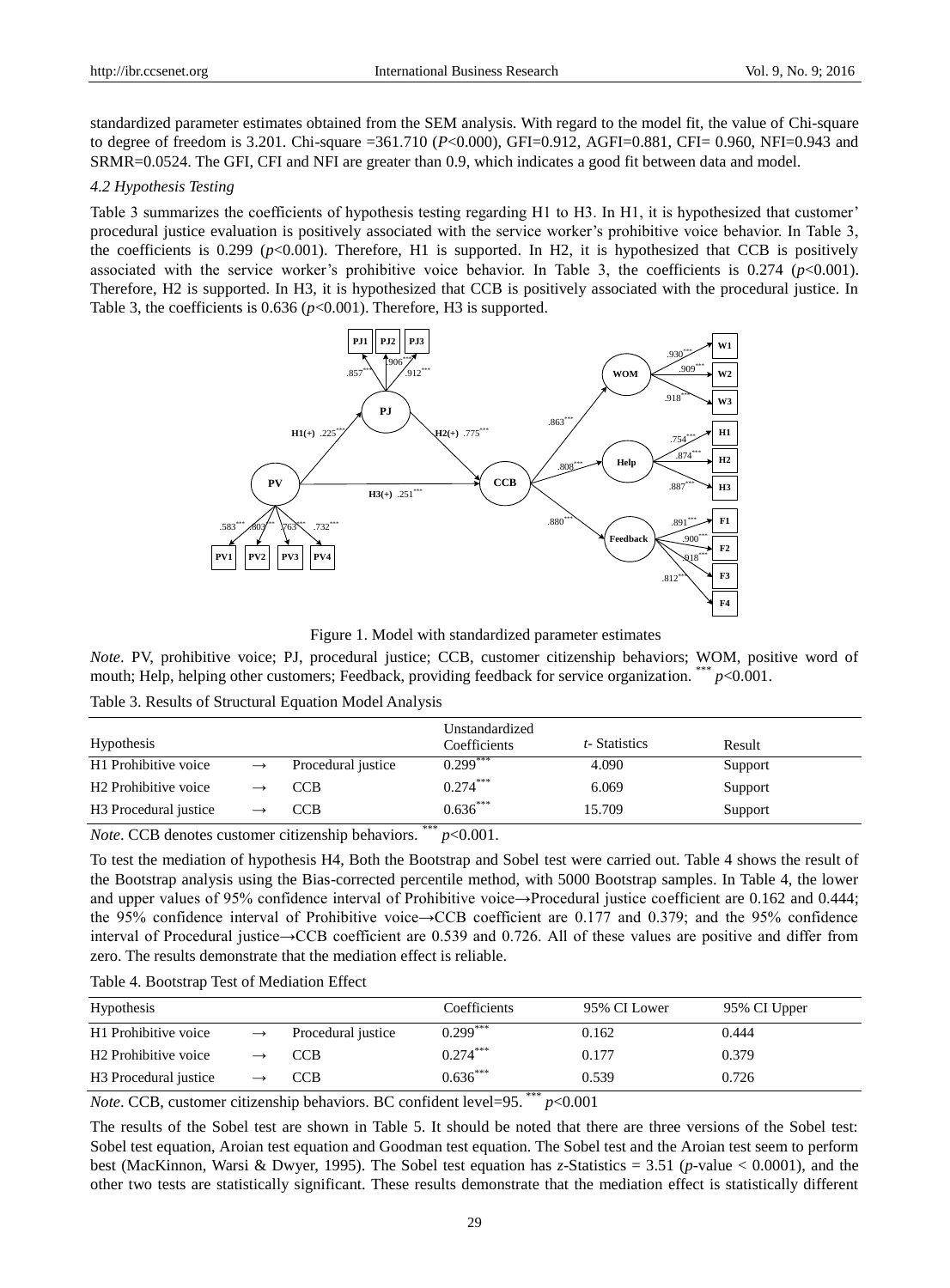standardized parameter estimates obtained from the SEM analysis. With regard to the model fit, the value of Chi-square to degree of freedom is 3.201. Chi-square =361.710 ($P$<0.000), GFI=0.912, AGFI=0.881, CFI= 0.960, NFI=0.943 and SRMR=0.0524. The GFI, CFI and NFI are greater than 0.9, which indicates a good fit between data and model.

### *4.2 Hypothesis Testing*

Table 3 summarizes the coefficients of hypothesis testing regarding H1 to H3. In H1, it is hypothesized that customer' procedural justice evaluation is positively associated with the service worker's prohibitive voice behavior. In Table 3, the coefficients is 0.299 ($p$<0.001). Therefore, H1 is supported. In H2, it is hypothesized that CCB is positively associated with the service worker's prohibitive voice behavior. In Table 3, the coefficients is 0.274 ($p$<0.001). Therefore, H2 is supported. In H3, it is hypothesized that CCB is positively associated with the procedural justice. In Table 3, the coefficients is 0.636 ($p$<0.001). Therefore, H3 is supported.

Figure 1. Model with standardized parameter estimates

*Note*. PV, prohibitive voice; PJ, procedural justice; CCB, customer citizenship behaviors; WOM, positive word of mouth; Help, helping other customers; Feedback, providing feedback for service organization. $^{***}p$<0.001.

Table 3. Results of Structural Equation Model Analysis

| Hypothesis | | | Unstandardized Coefficients | $t$- Statistics | Result |
|---|---|---|---|---|---|
| H1 Prohibitive voice | → | Procedural justice | $0.299^{***}$ | 4.090 | Support |
| H2 Prohibitive voice | → | CCB | $0.274^{***}$ | 6.069 | Support |
| H3 Procedural justice | → | CCB | $0.636^{***}$ | 15.709 | Support |

*Note*. CCB denotes customer citizenship behaviors. $^{***}p$<0.001.

To test the mediation of hypothesis H4, Both the Bootstrap and Sobel test were carried out. Table 4 shows the result of the Bootstrap analysis using the Bias-corrected percentile method, with 5000 Bootstrap samples. In Table 4, the lower and upper values of 95% confidence interval of Prohibitive voice→Procedural justice coefficient are 0.162 and 0.444; the 95% confidence interval of Prohibitive voice→CCB coefficient are 0.177 and 0.379; and the 95% confidence interval of Procedural justice→CCB coefficient are 0.539 and 0.726. All of these values are positive and differ from zero. The results demonstrate that the mediation effect is reliable.

Table 4. Bootstrap Test of Mediation Effect

| Hypothesis | | | Coefficients | 95% CI Lower | 95% CI Upper |
|---|---|---|---|---|---|
| H1 Prohibitive voice | → | Procedural justice | $0.299^{***}$ | 0.162 | 0.444 |
| H2 Prohibitive voice | → | CCB | $0.274^{***}$ | 0.177 | 0.379 |
| H3 Procedural justice | → | CCB | $0.636^{***}$ | 0.539 | 0.726 |

*Note*. CCB, customer citizenship behaviors. BC confident level=95. $^{***}p$<0.001

The results of the Sobel test are shown in Table 5. It should be noted that there are three versions of the Sobel test: Sobel test equation, Aroian test equation and Goodman test equation. The Sobel test and the Aroian test seem to perform best (MacKinnon, Warsi & Dwyer, 1995). The Sobel test equation has $z$-Statistics = 3.51 ($p$-value < 0.0001), and the other two tests are statistically significant. These results demonstrate that the mediation effect is statistically different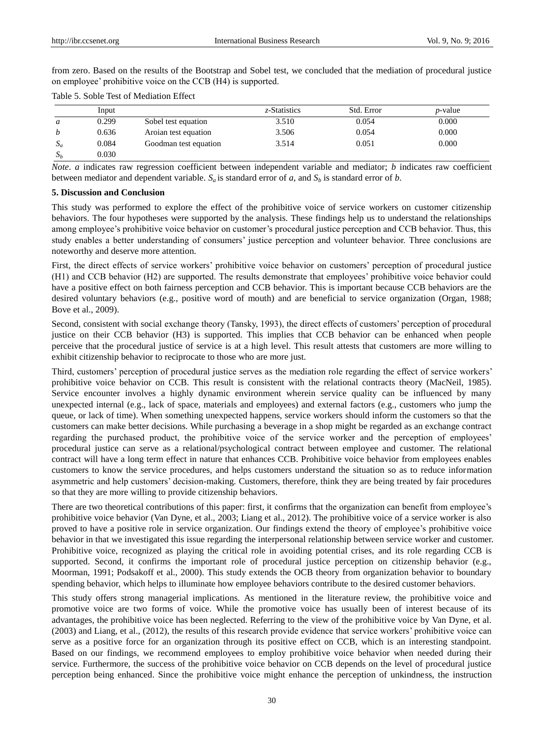from zero. Based on the results of the Bootstrap and Sobel test, we concluded that the mediation of procedural justice on employee' prohibitive voice on the CCB (H4) is supported.

Table 5. Soble Test of Mediation Effect

| | Input | | *z*-Statistics | Std. Error | *p*-value |
|---|---|---|---|---|---|
| $a$ | 0.299 | Sobel test equation | 3.510 | 0.054 | 0.000 |
| $b$ | 0.636 | Aroian test equation | 3.506 | 0.054 | 0.000 |
| $S_a$ | 0.084 | Goodman test equation | 3.514 | 0.051 | 0.000 |
| $S_b$ | 0.030 | | | | |

*Note*. $a$ indicates raw regression coefficient between independent variable and mediator; $b$ indicates raw coefficient between mediator and dependent variable. $S_a$ is standard error of $a$, and $S_b$ is standard error of $b$.

## 5. Discussion and Conclusion

This study was performed to explore the effect of the prohibitive voice of service workers on customer citizenship behaviors. The four hypotheses were supported by the analysis. These findings help us to understand the relationships among employee's prohibitive voice behavior on customer's procedural justice perception and CCB behavior. Thus, this study enables a better understanding of consumers' justice perception and volunteer behavior. Three conclusions are noteworthy and deserve more attention.

First, the direct effects of service workers' prohibitive voice behavior on customers' perception of procedural justice (H1) and CCB behavior (H2) are supported. The results demonstrate that employees' prohibitive voice behavior could have a positive effect on both fairness perception and CCB behavior. This is important because CCB behaviors are the desired voluntary behaviors (e.g., positive word of mouth) and are beneficial to service organization (Organ, 1988; Bove et al., 2009).

Second, consistent with social exchange theory (Tansky, 1993), the direct effects of customers' perception of procedural justice on their CCB behavior (H3) is supported. This implies that CCB behavior can be enhanced when people perceive that the procedural justice of service is at a high level. This result attests that customers are more willing to exhibit citizenship behavior to reciprocate to those who are more just.

Third, customers' perception of procedural justice serves as the mediation role regarding the effect of service workers' prohibitive voice behavior on CCB. This result is consistent with the relational contracts theory (MacNeil, 1985). Service encounter involves a highly dynamic environment wherein service quality can be influenced by many unexpected internal (e.g., lack of space, materials and employees) and external factors (e.g., customers who jump the queue, or lack of time). When something unexpected happens, service workers should inform the customers so that the customers can make better decisions. While purchasing a beverage in a shop might be regarded as an exchange contract regarding the purchased product, the prohibitive voice of the service worker and the perception of employees' procedural justice can serve as a relational/psychological contract between employee and customer. The relational contract will have a long term effect in nature that enhances CCB. Prohibitive voice behavior from employees enables customers to know the service procedures, and helps customers understand the situation so as to reduce information asymmetric and help customers' decision-making. Customers, therefore, think they are being treated by fair procedures so that they are more willing to provide citizenship behaviors.

There are two theoretical contributions of this paper: first, it confirms that the organization can benefit from employee's prohibitive voice behavior (Van Dyne, et al., 2003; Liang et al., 2012). The prohibitive voice of a service worker is also proved to have a positive role in service organization. Our findings extend the theory of employee's prohibitive voice behavior in that we investigated this issue regarding the interpersonal relationship between service worker and customer. Prohibitive voice, recognized as playing the critical role in avoiding potential crises, and its role regarding CCB is supported. Second, it confirms the important role of procedural justice perception on citizenship behavior (e.g., Moorman, 1991; Podsakoff et al., 2000). This study extends the OCB theory from organization behavior to boundary spending behavior, which helps to illuminate how employee behaviors contribute to the desired customer behaviors.

This study offers strong managerial implications. As mentioned in the literature review, the prohibitive voice and promotive voice are two forms of voice. While the promotive voice has usually been of interest because of its advantages, the prohibitive voice has been neglected. Referring to the view of the prohibitive voice by Van Dyne, et al. (2003) and Liang, et al., (2012), the results of this research provide evidence that service workers' prohibitive voice can serve as a positive force for an organization through its positive effect on CCB, which is an interesting standpoint. Based on our findings, we recommend employees to employ prohibitive voice behavior when needed during their service. Furthermore, the success of the prohibitive voice behavior on CCB depends on the level of procedural justice perception being enhanced. Since the prohibitive voice might enhance the perception of unkindness, the instruction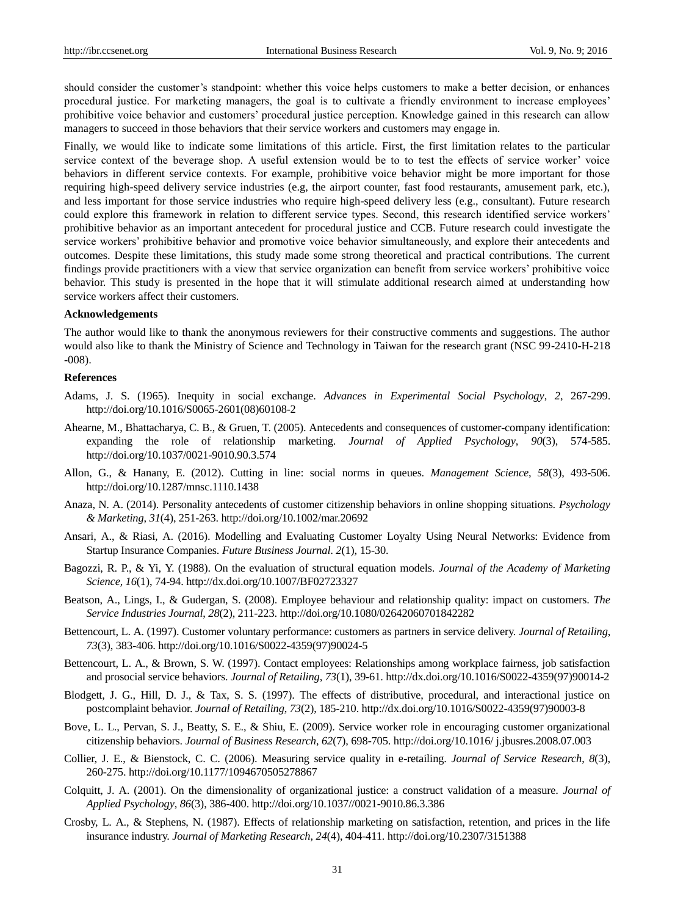should consider the customer's standpoint: whether this voice helps customers to make a better decision, or enhances procedural justice. For marketing managers, the goal is to cultivate a friendly environment to increase employees' prohibitive voice behavior and customers' procedural justice perception. Knowledge gained in this research can allow managers to succeed in those behaviors that their service workers and customers may engage in.

Finally, we would like to indicate some limitations of this article. First, the first limitation relates to the particular service context of the beverage shop. A useful extension would be to to test the effects of service worker' voice behaviors in different service contexts. For example, prohibitive voice behavior might be more important for those requiring high-speed delivery service industries (e.g, the airport counter, fast food restaurants, amusement park, etc.), and less important for those service industries who require high-speed delivery less (e.g., consultant). Future research could explore this framework in relation to different service types. Second, this research identified service workers' prohibitive behavior as an important antecedent for procedural justice and CCB. Future research could investigate the service workers' prohibitive behavior and promotive voice behavior simultaneously, and explore their antecedents and outcomes. Despite these limitations, this study made some strong theoretical and practical contributions. The current findings provide practitioners with a view that service organization can benefit from service workers' prohibitive voice behavior. This study is presented in the hope that it will stimulate additional research aimed at understanding how service workers affect their customers.

**Acknowledgements**

The author would like to thank the anonymous reviewers for their constructive comments and suggestions. The author would also like to thank the Ministry of Science and Technology in Taiwan for the research grant (NSC 99-2410-H-218 -008).

**References**

Adams, J. S. (1965). Inequity in social exchange. *Advances in Experimental Social Psychology, 2*, 267-299. http://doi.org/10.1016/S0065-2601(08)60108-2

Ahearne, M., Bhattacharya, C. B., & Gruen, T. (2005). Antecedents and consequences of customer-company identification: expanding the role of relationship marketing. *Journal of Applied Psychology, 90*(3), 574-585. http://doi.org/10.1037/0021-9010.90.3.574

Allon, G., & Hanany, E. (2012). Cutting in line: social norms in queues. *Management Science, 58*(3), 493-506. http://doi.org/10.1287/mnsc.1110.1438

Anaza, N. A. (2014). Personality antecedents of customer citizenship behaviors in online shopping situations. *Psychology & Marketing, 31*(4), 251-263. http://doi.org/10.1002/mar.20692

Ansari, A., & Riasi, A. (2016). Modelling and Evaluating Customer Loyalty Using Neural Networks: Evidence from Startup Insurance Companies. *Future Business Journal. 2*(1), 15-30.

Bagozzi, R. P., & Yi, Y. (1988). On the evaluation of structural equation models. *Journal of the Academy of Marketing Science, 16*(1), 74-94. http://dx.doi.org/10.1007/BF02723327

Beatson, A., Lings, I., & Gudergan, S. (2008). Employee behaviour and relationship quality: impact on customers. *The Service Industries Journal, 28*(2), 211-223. http://doi.org/10.1080/02642060701842282

Bettencourt, L. A. (1997). Customer voluntary performance: customers as partners in service delivery. *Journal of Retailing, 73*(3), 383-406. http://doi.org/10.1016/S0022-4359(97)90024-5

Bettencourt, L. A., & Brown, S. W. (1997). Contact employees: Relationships among workplace fairness, job satisfaction and prosocial service behaviors. *Journal of Retailing, 73*(1), 39-61. http://dx.doi.org/10.1016/S0022-4359(97)90014-2

Blodgett, J. G., Hill, D. J., & Tax, S. S. (1997). The effects of distributive, procedural, and interactional justice on postcomplaint behavior. *Journal of Retailing, 73*(2), 185-210. http://dx.doi.org/10.1016/S0022-4359(97)90003-8

Bove, L. L., Pervan, S. J., Beatty, S. E., & Shiu, E. (2009). Service worker role in encouraging customer organizational citizenship behaviors. *Journal of Business Research, 62*(7), 698-705. http://doi.org/10.1016/ j.jbusres.2008.07.003

Collier, J. E., & Bienstock, C. C. (2006). Measuring service quality in e-retailing. *Journal of Service Research, 8*(3), 260-275. http://doi.org/10.1177/1094670505278867

Colquitt, J. A. (2001). On the dimensionality of organizational justice: a construct validation of a measure. *Journal of Applied Psychology, 86*(3), 386-400. http://doi.org/10.1037//0021-9010.86.3.386

Crosby, L. A., & Stephens, N. (1987). Effects of relationship marketing on satisfaction, retention, and prices in the life insurance industry. *Journal of Marketing Research, 24*(4), 404-411. http://doi.org/10.2307/3151388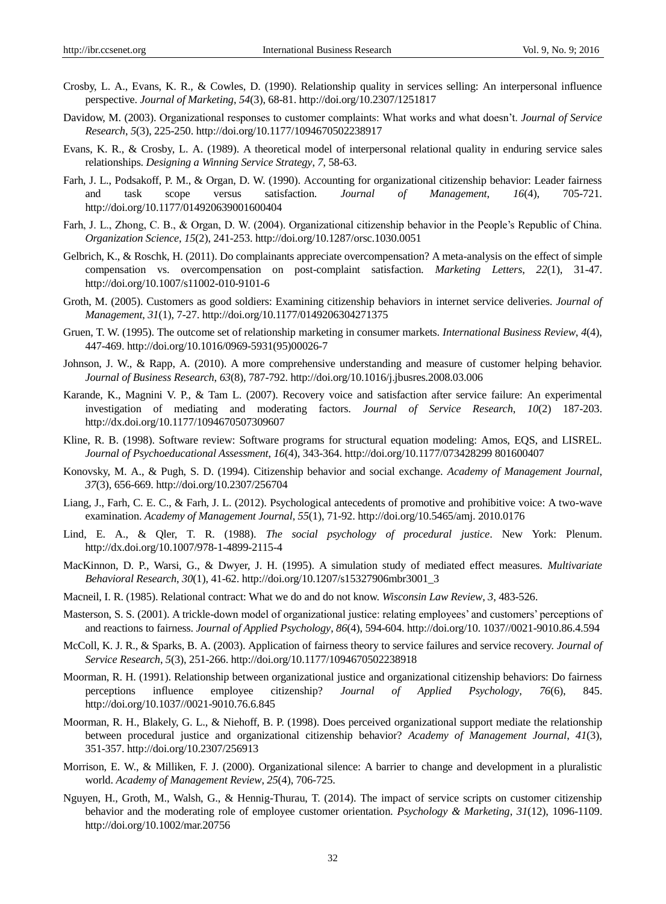Crosby, L. A., Evans, K. R., & Cowles, D. (1990). Relationship quality in services selling: An interpersonal influence perspective. *Journal of Marketing*, *54*(3), 68-81. http://doi.org/10.2307/1251817

Davidow, M. (2003). Organizational responses to customer complaints: What works and what doesn't. *Journal of Service Research*, *5*(3), 225-250. http://doi.org/10.1177/1094670502238917

Evans, K. R., & Crosby, L. A. (1989). A theoretical model of interpersonal relational quality in enduring service sales relationships. *Designing a Winning Service Strategy*, *7*, 58-63.

Farh, J. L., Podsakoff, P. M., & Organ, D. W. (1990). Accounting for organizational citizenship behavior: Leader fairness and task scope versus satisfaction. *Journal of Management*, *16*(4), 705-721. http://doi.org/10.1177/014920639001600404

Farh, J. L., Zhong, C. B., & Organ, D. W. (2004). Organizational citizenship behavior in the People's Republic of China. *Organization Science*, *15*(2), 241-253. http://doi.org/10.1287/orsc.1030.0051

Gelbrich, K., & Roschk, H. (2011). Do complainants appreciate overcompensation? A meta-analysis on the effect of simple compensation vs. overcompensation on post-complaint satisfaction. *Marketing Letters*, *22*(1), 31-47. http://doi.org/10.1007/s11002-010-9101-6

Groth, M. (2005). Customers as good soldiers: Examining citizenship behaviors in internet service deliveries. *Journal of Management*, *31*(1), 7-27. http://doi.org/10.1177/0149206304271375

Gruen, T. W. (1995). The outcome set of relationship marketing in consumer markets. *International Business Review*, *4*(4), 447-469. http://doi.org/10.1016/0969-5931(95)00026-7

Johnson, J. W., & Rapp, A. (2010). A more comprehensive understanding and measure of customer helping behavior. *Journal of Business Research*, *63*(8), 787-792. http://doi.org/10.1016/j.jbusres.2008.03.006

Karande, K., Magnini V. P., & Tam L. (2007). Recovery voice and satisfaction after service failure: An experimental investigation of mediating and moderating factors. *Journal of Service Research*, *10*(2) 187-203. http://dx.doi.org/10.1177/1094670507309607

Kline, R. B. (1998). Software review: Software programs for structural equation modeling: Amos, EQS, and LISREL. *Journal of Psychoeducational Assessment*, *16*(4), 343-364. http://doi.org/10.1177/073428299 801600407

Konovsky, M. A., & Pugh, S. D. (1994). Citizenship behavior and social exchange. *Academy of Management Journal*, *37*(3), 656-669. http://doi.org/10.2307/256704

Liang, J., Farh, C. E. C., & Farh, J. L. (2012). Psychological antecedents of promotive and prohibitive voice: A two-wave examination. *Academy of Management Journal*, *55*(1), 71-92. http://doi.org/10.5465/amj. 2010.0176

Lind, E. A., & Qler, T. R. (1988). *The social psychology of procedural justice*. New York: Plenum. http://dx.doi.org/10.1007/978-1-4899-2115-4

MacKinnon, D. P., Warsi, G., & Dwyer, J. H. (1995). A simulation study of mediated effect measures. *Multivariate Behavioral Research*, *30*(1), 41-62. http://doi.org/10.1207/s15327906mbr3001_3

Macneil, I. R. (1985). Relational contract: What we do and do not know. *Wisconsin Law Review*, *3*, 483-526.

Masterson, S. S. (2001). A trickle-down model of organizational justice: relating employees' and customers' perceptions of and reactions to fairness. *Journal of Applied Psychology*, *86*(4), 594-604. http://doi.org/10. 1037//0021-9010.86.4.594

McColl, K. J. R., & Sparks, B. A. (2003). Application of fairness theory to service failures and service recovery. *Journal of Service Research*, *5*(3), 251-266. http://doi.org/10.1177/1094670502238918

Moorman, R. H. (1991). Relationship between organizational justice and organizational citizenship behaviors: Do fairness perceptions influence employee citizenship? *Journal of Applied Psychology*, *76*(6), 845. http://doi.org/10.1037//0021-9010.76.6.845

Moorman, R. H., Blakely, G. L., & Niehoff, B. P. (1998). Does perceived organizational support mediate the relationship between procedural justice and organizational citizenship behavior? *Academy of Management Journal*, *41*(3), 351-357. http://doi.org/10.2307/256913

Morrison, E. W., & Milliken, F. J. (2000). Organizational silence: A barrier to change and development in a pluralistic world. *Academy of Management Review*, *25*(4), 706-725.

Nguyen, H., Groth, M., Walsh, G., & Hennig-Thurau, T. (2014). The impact of service scripts on customer citizenship behavior and the moderating role of employee customer orientation. *Psychology & Marketing*, *31*(12), 1096-1109. http://doi.org/10.1002/mar.20756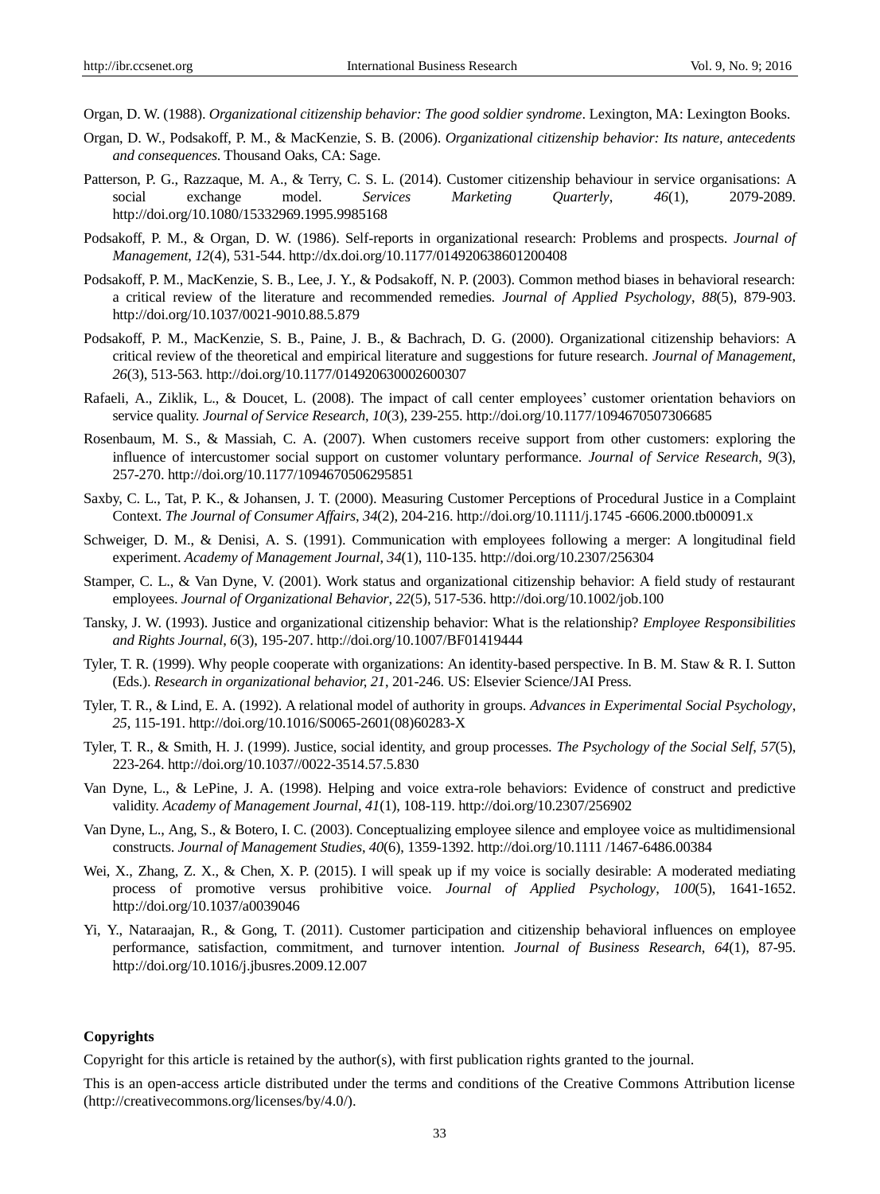Organ, D. W. (1988). *Organizational citizenship behavior: The good soldier syndrome*. Lexington, MA: Lexington Books.

Organ, D. W., Podsakoff, P. M., & MacKenzie, S. B. (2006). *Organizational citizenship behavior: Its nature, antecedents and consequences*. Thousand Oaks, CA: Sage.

Patterson, P. G., Razzaque, M. A., & Terry, C. S. L. (2014). Customer citizenship behaviour in service organisations: A social exchange model. *Services Marketing Quarterly*, *46*(1), 2079-2089. http://doi.org/10.1080/15332969.1995.9985168

Podsakoff, P. M., & Organ, D. W. (1986). Self-reports in organizational research: Problems and prospects. *Journal of Management, 12*(4), 531-544. http://dx.doi.org/10.1177/014920638601200408

Podsakoff, P. M., MacKenzie, S. B., Lee, J. Y., & Podsakoff, N. P. (2003). Common method biases in behavioral research: a critical review of the literature and recommended remedies. *Journal of Applied Psychology*, *88*(5), 879-903. http://doi.org/10.1037/0021-9010.88.5.879

Podsakoff, P. M., MacKenzie, S. B., Paine, J. B., & Bachrach, D. G. (2000). Organizational citizenship behaviors: A critical review of the theoretical and empirical literature and suggestions for future research. *Journal of Management*, *26*(3), 513-563. http://doi.org/10.1177/014920630002600307

Rafaeli, A., Ziklik, L., & Doucet, L. (2008). The impact of call center employees' customer orientation behaviors on service quality. *Journal of Service Research*, *10*(3), 239-255. http://doi.org/10.1177/1094670507306685

Rosenbaum, M. S., & Massiah, C. A. (2007). When customers receive support from other customers: exploring the influence of intercustomer social support on customer voluntary performance. *Journal of Service Research*, *9*(3), 257-270. http://doi.org/10.1177/1094670506295851

Saxby, C. L., Tat, P. K., & Johansen, J. T. (2000). Measuring Customer Perceptions of Procedural Justice in a Complaint Context. *The Journal of Consumer Affairs*, *34*(2), 204-216. http://doi.org/10.1111/j.1745 -6606.2000.tb00091.x

Schweiger, D. M., & Denisi, A. S. (1991). Communication with employees following a merger: A longitudinal field experiment. *Academy of Management Journal*, *34*(1), 110-135. http://doi.org/10.2307/256304

Stamper, C. L., & Van Dyne, V. (2001). Work status and organizational citizenship behavior: A field study of restaurant employees. *Journal of Organizational Behavior*, *22*(5), 517-536. http://doi.org/10.1002/job.100

Tansky, J. W. (1993). Justice and organizational citizenship behavior: What is the relationship? *Employee Responsibilities and Rights Journal*, *6*(3), 195-207. http://doi.org/10.1007/BF01419444

Tyler, T. R. (1999). Why people cooperate with organizations: An identity-based perspective. In B. M. Staw & R. I. Sutton (Eds.). *Research in organizational behavior, 21*, 201-246. US: Elsevier Science/JAI Press.

Tyler, T. R., & Lind, E. A. (1992). A relational model of authority in groups. *Advances in Experimental Social Psychology*, *25*, 115-191. http://doi.org/10.1016/S0065-2601(08)60283-X

Tyler, T. R., & Smith, H. J. (1999). Justice, social identity, and group processes. *The Psychology of the Social Self, 57*(5), 223-264. http://doi.org/10.1037//0022-3514.57.5.830

Van Dyne, L., & LePine, J. A. (1998). Helping and voice extra-role behaviors: Evidence of construct and predictive validity. *Academy of Management Journal*, *41*(1), 108-119. http://doi.org/10.2307/256902

Van Dyne, L., Ang, S., & Botero, I. C. (2003). Conceptualizing employee silence and employee voice as multidimensional constructs. *Journal of Management Studies*, *40*(6), 1359-1392. http://doi.org/10.1111 /1467-6486.00384

Wei, X., Zhang, Z. X., & Chen, X. P. (2015). I will speak up if my voice is socially desirable: A moderated mediating process of promotive versus prohibitive voice. *Journal of Applied Psychology*, *100*(5), 1641-1652. http://doi.org/10.1037/a0039046

Yi, Y., Nataraajan, R., & Gong, T. (2011). Customer participation and citizenship behavioral influences on employee performance, satisfaction, commitment, and turnover intention. *Journal of Business Research*, *64*(1), 87-95. http://doi.org/10.1016/j.jbusres.2009.12.007

**Copyrights**

Copyright for this article is retained by the author(s), with first publication rights granted to the journal.

This is an open-access article distributed under the terms and conditions of the Creative Commons Attribution license (http://creativecommons.org/licenses/by/4.0/).